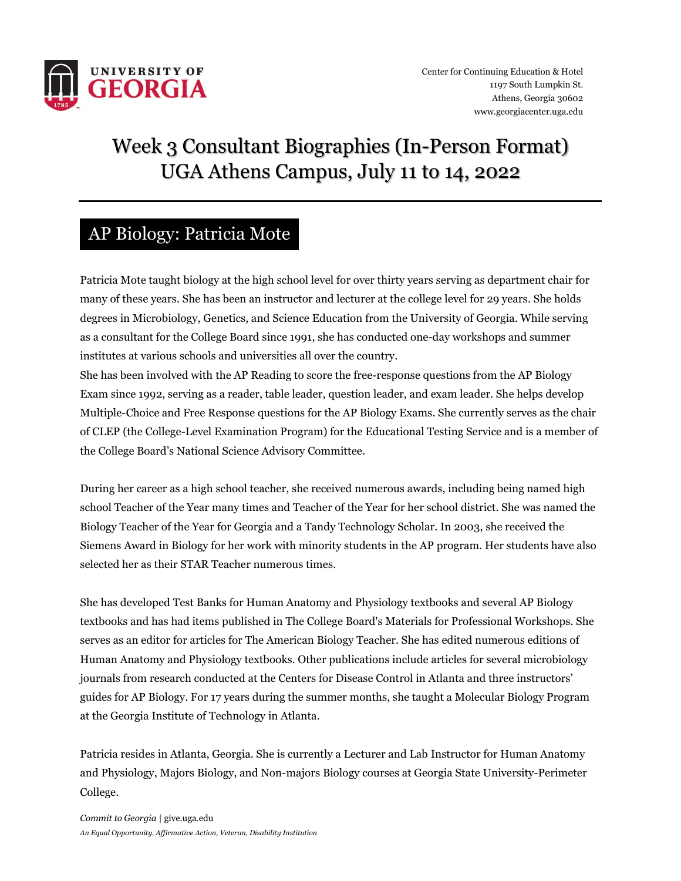Center for Continuing Education & Hotel
1197 South Lumpkin St.
Athens, Georgia 30602
www.georgiacenter.uga.edu

# Week 3 Consultant Biographies (In-Person Format)
# UGA Athens Campus, July 11 to 14, 2022

## AP Biology: Patricia Mote

Patricia Mote taught biology at the high school level for over thirty years serving as department chair for many of these years. She has been an instructor and lecturer at the college level for 29 years. She holds degrees in Microbiology, Genetics, and Science Education from the University of Georgia. While serving as a consultant for the College Board since 1991, she has conducted one-day workshops and summer institutes at various schools and universities all over the country.
She has been involved with the AP Reading to score the free-response questions from the AP Biology Exam since 1992, serving as a reader, table leader, question leader, and exam leader. She helps develop Multiple-Choice and Free Response questions for the AP Biology Exams. She currently serves as the chair of CLEP (the College-Level Examination Program) for the Educational Testing Service and is a member of the College Board's National Science Advisory Committee.

During her career as a high school teacher, she received numerous awards, including being named high school Teacher of the Year many times and Teacher of the Year for her school district. She was named the Biology Teacher of the Year for Georgia and a Tandy Technology Scholar. In 2003, she received the Siemens Award in Biology for her work with minority students in the AP program. Her students have also selected her as their STAR Teacher numerous times.

She has developed Test Banks for Human Anatomy and Physiology textbooks and several AP Biology textbooks and has had items published in The College Board's Materials for Professional Workshops. She serves as an editor for articles for The American Biology Teacher. She has edited numerous editions of Human Anatomy and Physiology textbooks. Other publications include articles for several microbiology journals from research conducted at the Centers for Disease Control in Atlanta and three instructors' guides for AP Biology. For 17 years during the summer months, she taught a Molecular Biology Program at the Georgia Institute of Technology in Atlanta.

Patricia resides in Atlanta, Georgia. She is currently a Lecturer and Lab Instructor for Human Anatomy and Physiology, Majors Biology, and Non-majors Biology courses at Georgia State University-Perimeter College.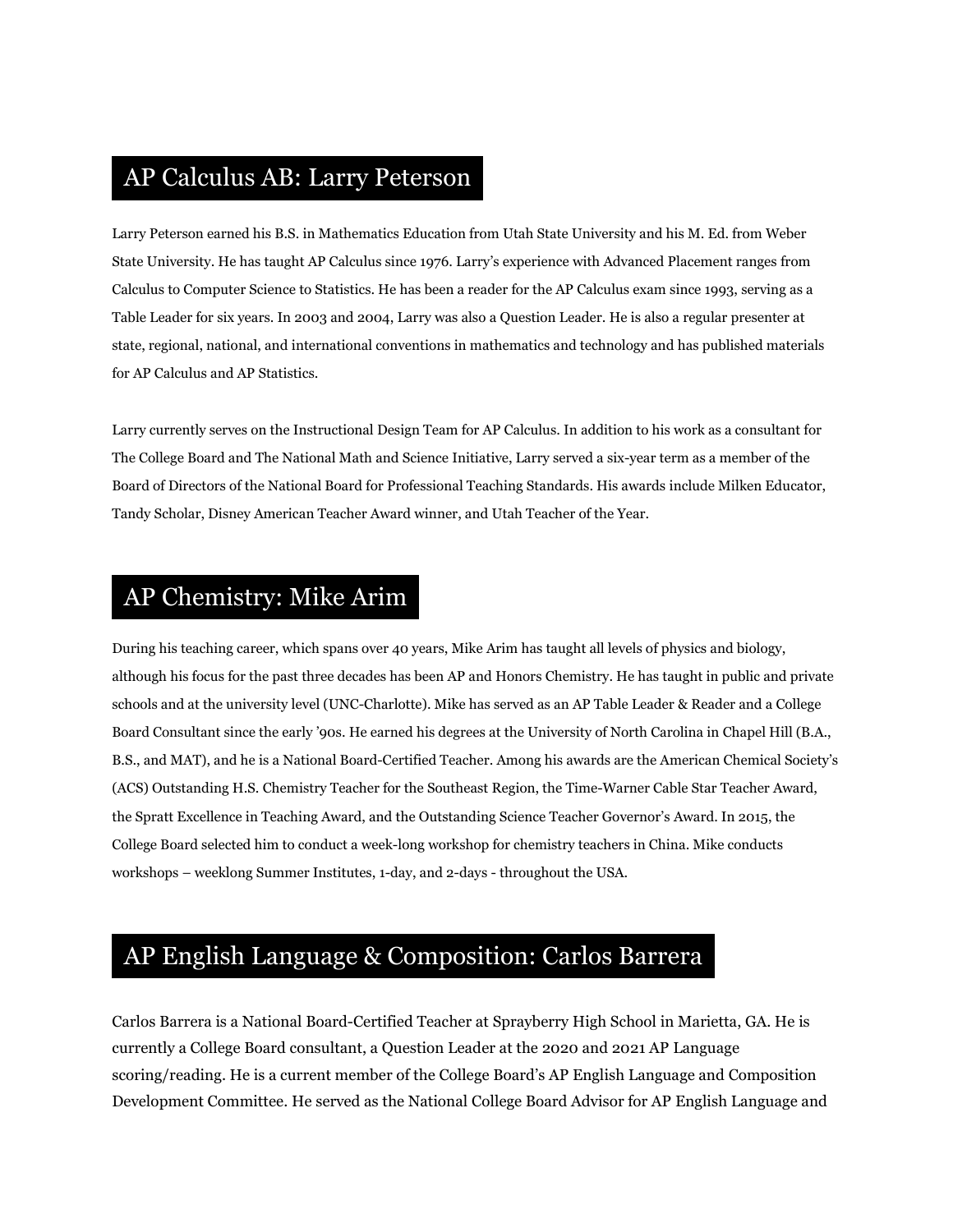## AP Calculus AB: Larry Peterson

Larry Peterson earned his B.S. in Mathematics Education from Utah State University and his M. Ed. from Weber State University. He has taught AP Calculus since 1976. Larry's experience with Advanced Placement ranges from Calculus to Computer Science to Statistics. He has been a reader for the AP Calculus exam since 1993, serving as a Table Leader for six years. In 2003 and 2004, Larry was also a Question Leader. He is also a regular presenter at state, regional, national, and international conventions in mathematics and technology and has published materials for AP Calculus and AP Statistics.

Larry currently serves on the Instructional Design Team for AP Calculus. In addition to his work as a consultant for The College Board and The National Math and Science Initiative, Larry served a six-year term as a member of the Board of Directors of the National Board for Professional Teaching Standards. His awards include Milken Educator, Tandy Scholar, Disney American Teacher Award winner, and Utah Teacher of the Year.

## AP Chemistry: Mike Arim

During his teaching career, which spans over 40 years, Mike Arim has taught all levels of physics and biology, although his focus for the past three decades has been AP and Honors Chemistry. He has taught in public and private schools and at the university level (UNC-Charlotte). Mike has served as an AP Table Leader & Reader and a College Board Consultant since the early '90s. He earned his degrees at the University of North Carolina in Chapel Hill (B.A., B.S., and MAT), and he is a National Board-Certified Teacher. Among his awards are the American Chemical Society's (ACS) Outstanding H.S. Chemistry Teacher for the Southeast Region, the Time-Warner Cable Star Teacher Award, the Spratt Excellence in Teaching Award, and the Outstanding Science Teacher Governor's Award. In 2015, the College Board selected him to conduct a week-long workshop for chemistry teachers in China. Mike conducts workshops – weeklong Summer Institutes, 1-day, and 2-days - throughout the USA.

## AP English Language & Composition: Carlos Barrera

Carlos Barrera is a National Board-Certified Teacher at Sprayberry High School in Marietta, GA. He is currently a College Board consultant, a Question Leader at the 2020 and 2021 AP Language scoring/reading. He is a current member of the College Board's AP English Language and Composition Development Committee. He served as the National College Board Advisor for AP English Language and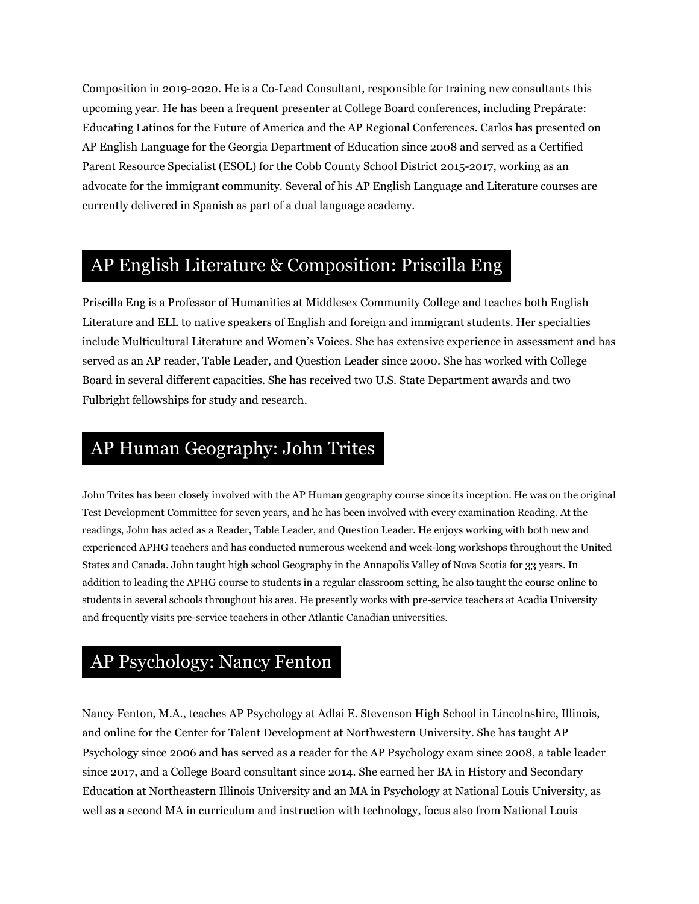Composition in 2019-2020. He is a Co-Lead Consultant, responsible for training new consultants this upcoming year. He has been a frequent presenter at College Board conferences, including Prepárate: Educating Latinos for the Future of America and the AP Regional Conferences. Carlos has presented on AP English Language for the Georgia Department of Education since 2008 and served as a Certified Parent Resource Specialist (ESOL) for the Cobb County School District 2015-2017, working as an advocate for the immigrant community. Several of his AP English Language and Literature courses are currently delivered in Spanish as part of a dual language academy.

## AP English Literature & Composition: Priscilla Eng

Priscilla Eng is a Professor of Humanities at Middlesex Community College and teaches both English Literature and ELL to native speakers of English and foreign and immigrant students. Her specialties include Multicultural Literature and Women's Voices. She has extensive experience in assessment and has served as an AP reader, Table Leader, and Question Leader since 2000. She has worked with College Board in several different capacities. She has received two U.S. State Department awards and two Fulbright fellowships for study and research.

## AP Human Geography: John Trites

John Trites has been closely involved with the AP Human geography course since its inception. He was on the original Test Development Committee for seven years, and he has been involved with every examination Reading. At the readings, John has acted as a Reader, Table Leader, and Question Leader. He enjoys working with both new and experienced APHG teachers and has conducted numerous weekend and week-long workshops throughout the United States and Canada. John taught high school Geography in the Annapolis Valley of Nova Scotia for 33 years. In addition to leading the APHG course to students in a regular classroom setting, he also taught the course online to students in several schools throughout his area. He presently works with pre-service teachers at Acadia University and frequently visits pre-service teachers in other Atlantic Canadian universities.

## AP Psychology: Nancy Fenton

Nancy Fenton, M.A., teaches AP Psychology at Adlai E. Stevenson High School in Lincolnshire, Illinois, and online for the Center for Talent Development at Northwestern University. She has taught AP Psychology since 2006 and has served as a reader for the AP Psychology exam since 2008, a table leader since 2017, and a College Board consultant since 2014. She earned her BA in History and Secondary Education at Northeastern Illinois University and an MA in Psychology at National Louis University, as well as a second MA in curriculum and instruction with technology, focus also from National Louis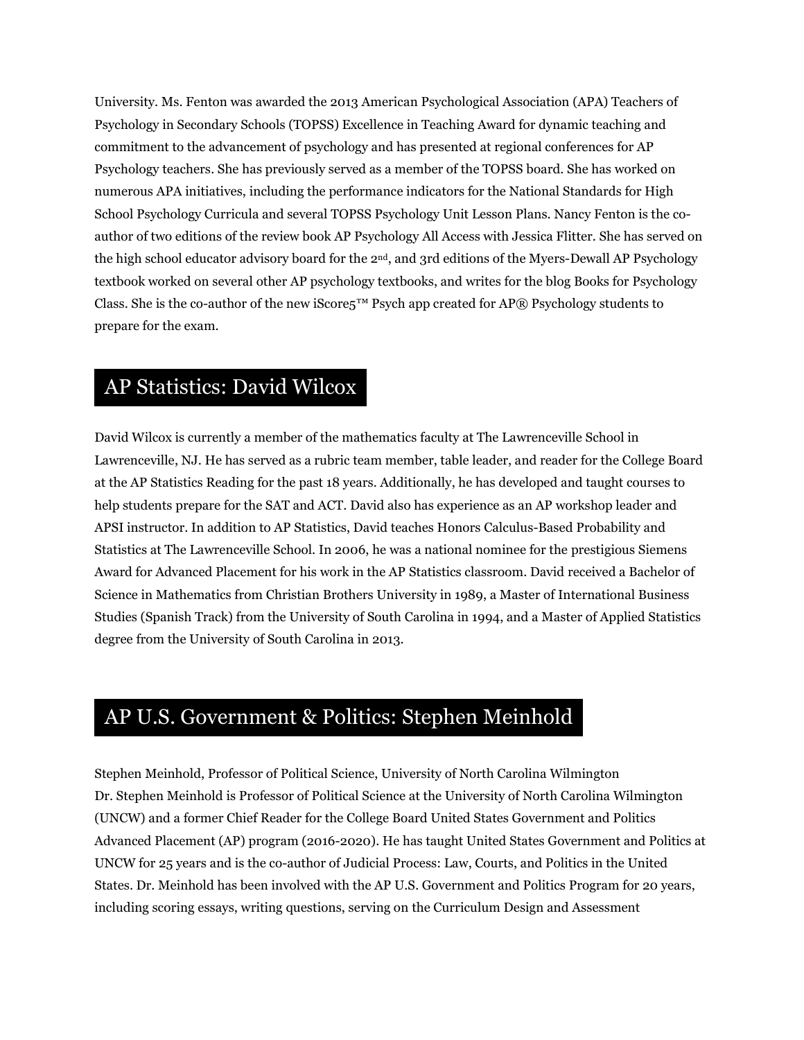University. Ms. Fenton was awarded the 2013 American Psychological Association (APA) Teachers of Psychology in Secondary Schools (TOPSS) Excellence in Teaching Award for dynamic teaching and commitment to the advancement of psychology and has presented at regional conferences for AP Psychology teachers. She has previously served as a member of the TOPSS board. She has worked on numerous APA initiatives, including the performance indicators for the National Standards for High School Psychology Curricula and several TOPSS Psychology Unit Lesson Plans. Nancy Fenton is the co-author of two editions of the review book AP Psychology All Access with Jessica Flitter. She has served on the high school educator advisory board for the 2nd, and 3rd editions of the Myers-Dewall AP Psychology textbook worked on several other AP psychology textbooks, and writes for the blog Books for Psychology Class. She is the co-author of the new iScore5™ Psych app created for AP® Psychology students to prepare for the exam.

## AP Statistics: David Wilcox

David Wilcox is currently a member of the mathematics faculty at The Lawrenceville School in Lawrenceville, NJ. He has served as a rubric team member, table leader, and reader for the College Board at the AP Statistics Reading for the past 18 years. Additionally, he has developed and taught courses to help students prepare for the SAT and ACT. David also has experience as an AP workshop leader and APSI instructor. In addition to AP Statistics, David teaches Honors Calculus-Based Probability and Statistics at The Lawrenceville School. In 2006, he was a national nominee for the prestigious Siemens Award for Advanced Placement for his work in the AP Statistics classroom. David received a Bachelor of Science in Mathematics from Christian Brothers University in 1989, a Master of International Business Studies (Spanish Track) from the University of South Carolina in 1994, and a Master of Applied Statistics degree from the University of South Carolina in 2013.

## AP U.S. Government & Politics: Stephen Meinhold

Stephen Meinhold, Professor of Political Science, University of North Carolina Wilmington
Dr. Stephen Meinhold is Professor of Political Science at the University of North Carolina Wilmington (UNCW) and a former Chief Reader for the College Board United States Government and Politics Advanced Placement (AP) program (2016-2020). He has taught United States Government and Politics at UNCW for 25 years and is the co-author of Judicial Process: Law, Courts, and Politics in the United States. Dr. Meinhold has been involved with the AP U.S. Government and Politics Program for 20 years, including scoring essays, writing questions, serving on the Curriculum Design and Assessment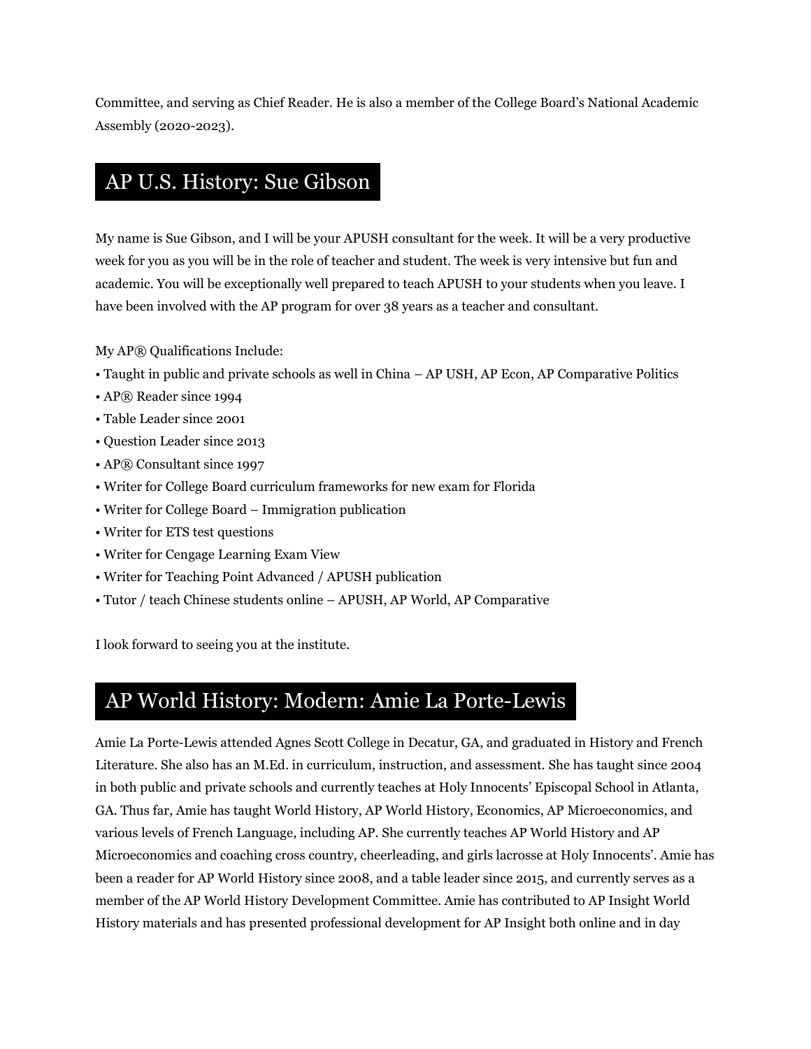Committee, and serving as Chief Reader. He is also a member of the College Board's National Academic Assembly (2020-2023).

## AP U.S. History: Sue Gibson

My name is Sue Gibson, and I will be your APUSH consultant for the week. It will be a very productive week for you as you will be in the role of teacher and student. The week is very intensive but fun and academic. You will be exceptionally well prepared to teach APUSH to your students when you leave. I have been involved with the AP program for over 38 years as a teacher and consultant.

My AP® Qualifications Include:

- Taught in public and private schools as well in China – AP USH, AP Econ, AP Comparative Politics
- AP® Reader since 1994
- Table Leader since 2001
- Question Leader since 2013
- AP® Consultant since 1997
- Writer for College Board curriculum frameworks for new exam for Florida
- Writer for College Board – Immigration publication
- Writer for ETS test questions
- Writer for Cengage Learning Exam View
- Writer for Teaching Point Advanced / APUSH publication
- Tutor / teach Chinese students online – APUSH, AP World, AP Comparative

I look forward to seeing you at the institute.

## AP World History: Modern: Amie La Porte-Lewis

Amie La Porte-Lewis attended Agnes Scott College in Decatur, GA, and graduated in History and French Literature. She also has an M.Ed. in curriculum, instruction, and assessment. She has taught since 2004 in both public and private schools and currently teaches at Holy Innocents' Episcopal School in Atlanta, GA. Thus far, Amie has taught World History, AP World History, Economics, AP Microeconomics, and various levels of French Language, including AP. She currently teaches AP World History and AP Microeconomics and coaching cross country, cheerleading, and girls lacrosse at Holy Innocents'. Amie has been a reader for AP World History since 2008, and a table leader since 2015, and currently serves as a member of the AP World History Development Committee. Amie has contributed to AP Insight World History materials and has presented professional development for AP Insight both online and in day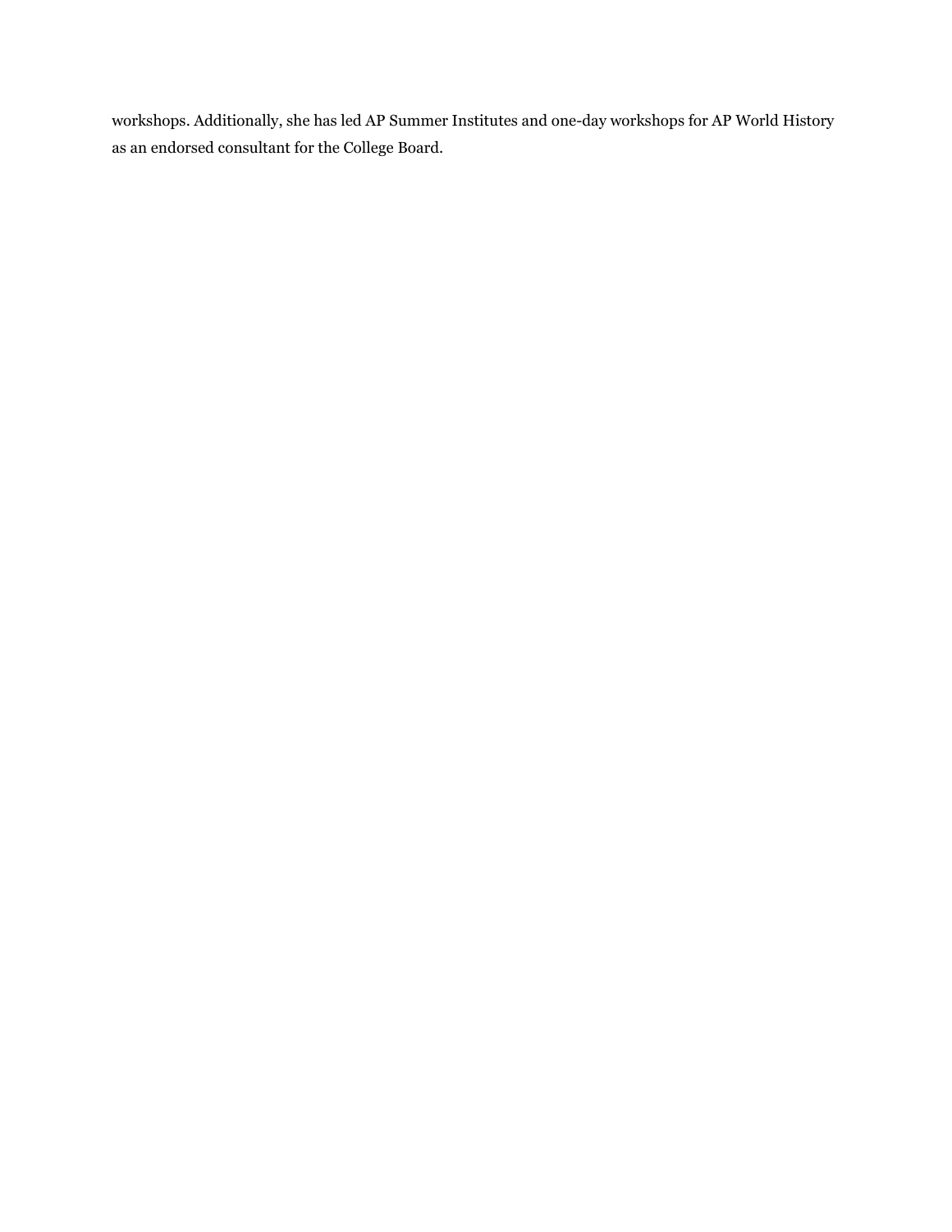workshops. Additionally, she has led AP Summer Institutes and one-day workshops for AP World History as an endorsed consultant for the College Board.